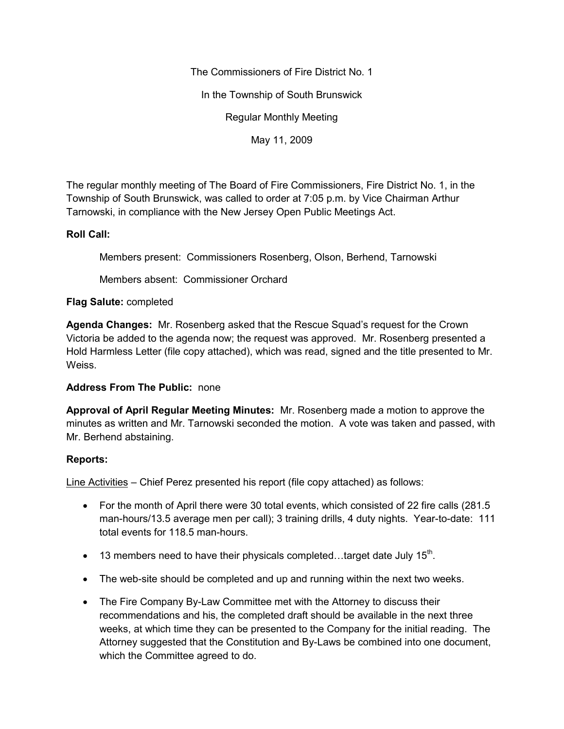The Commissioners of Fire District No. 1

In the Township of South Brunswick

Regular Monthly Meeting

May 11, 2009

The regular monthly meeting of The Board of Fire Commissioners, Fire District No. 1, in the Township of South Brunswick, was called to order at 7:05 p.m. by Vice Chairman Arthur Tarnowski, in compliance with the New Jersey Open Public Meetings Act.

**Roll Call:**

Members present: Commissioners Rosenberg, Olson, Berhend, Tarnowski

Members absent: Commissioner Orchard

**Flag Salute:** completed

**Agenda Changes:** Mr. Rosenberg asked that the Rescue Squad's request for the Crown Victoria be added to the agenda now; the request was approved. Mr. Rosenberg presented a Hold Harmless Letter (file copy attached), which was read, signed and the title presented to Mr. Weiss.

**Address From The Public:** none

**Approval of April Regular Meeting Minutes:** Mr. Rosenberg made a motion to approve the minutes as written and Mr. Tarnowski seconded the motion. A vote was taken and passed, with Mr. Berhend abstaining.

**Reports:**

Line Activities – Chief Perez presented his report (file copy attached) as follows:

- For the month of April there were 30 total events, which consisted of 22 fire calls (281.5 man-hours/13.5 average men per call); 3 training drills, 4 duty nights. Year-to-date: 111 total events for 118.5 man-hours.
- 13 members need to have their physicals completed…target date July 15th.
- The web-site should be completed and up and running within the next two weeks.
- The Fire Company By-Law Committee met with the Attorney to discuss their recommendations and his, the completed draft should be available in the next three weeks, at which time they can be presented to the Company for the initial reading. The Attorney suggested that the Constitution and By-Laws be combined into one document, which the Committee agreed to do.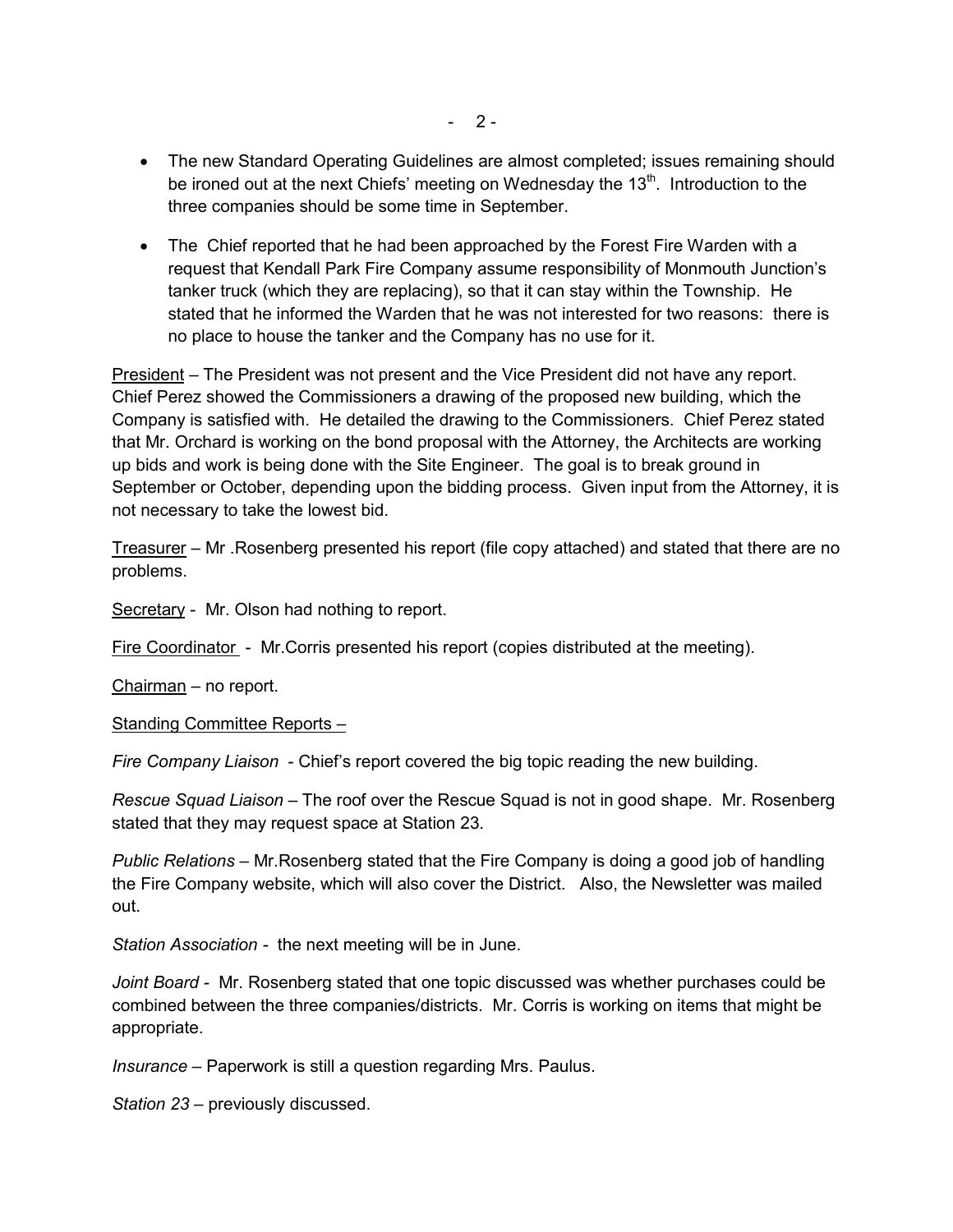- The new Standard Operating Guidelines are almost completed; issues remaining should be ironed out at the next Chiefs' meeting on Wednesday the 13th. Introduction to the three companies should be some time in September.

- The Chief reported that he had been approached by the Forest Fire Warden with a request that Kendall Park Fire Company assume responsibility of Monmouth Junction's tanker truck (which they are replacing), so that it can stay within the Township. He stated that he informed the Warden that he was not interested for two reasons: there is no place to house the tanker and the Company has no use for it.

<u>President</u> – The President was not present and the Vice President did not have any report. Chief Perez showed the Commissioners a drawing of the proposed new building, which the Company is satisfied with. He detailed the drawing to the Commissioners. Chief Perez stated that Mr. Orchard is working on the bond proposal with the Attorney, the Architects are working up bids and work is being done with the Site Engineer. The goal is to break ground in September or October, depending upon the bidding process. Given input from the Attorney, it is not necessary to take the lowest bid.

<u>Treasurer</u> – Mr .Rosenberg presented his report (file copy attached) and stated that there are no problems.

<u>Secretary</u> - Mr. Olson had nothing to report.

<u>Fire Coordinator</u> - Mr.Corris presented his report (copies distributed at the meeting).

<u>Chairman</u> – no report.

<u>Standing Committee Reports –</u>

*Fire Company Liaison* - Chief's report covered the big topic reading the new building.

*Rescue Squad Liaison* – The roof over the Rescue Squad is not in good shape. Mr. Rosenberg stated that they may request space at Station 23.

*Public Relations* – Mr.Rosenberg stated that the Fire Company is doing a good job of handling the Fire Company website, which will also cover the District. Also, the Newsletter was mailed out.

*Station Association* - the next meeting will be in June.

*Joint Board* - Mr. Rosenberg stated that one topic discussed was whether purchases could be combined between the three companies/districts. Mr. Corris is working on items that might be appropriate.

*Insurance* – Paperwork is still a question regarding Mrs. Paulus.

*Station 23* – previously discussed.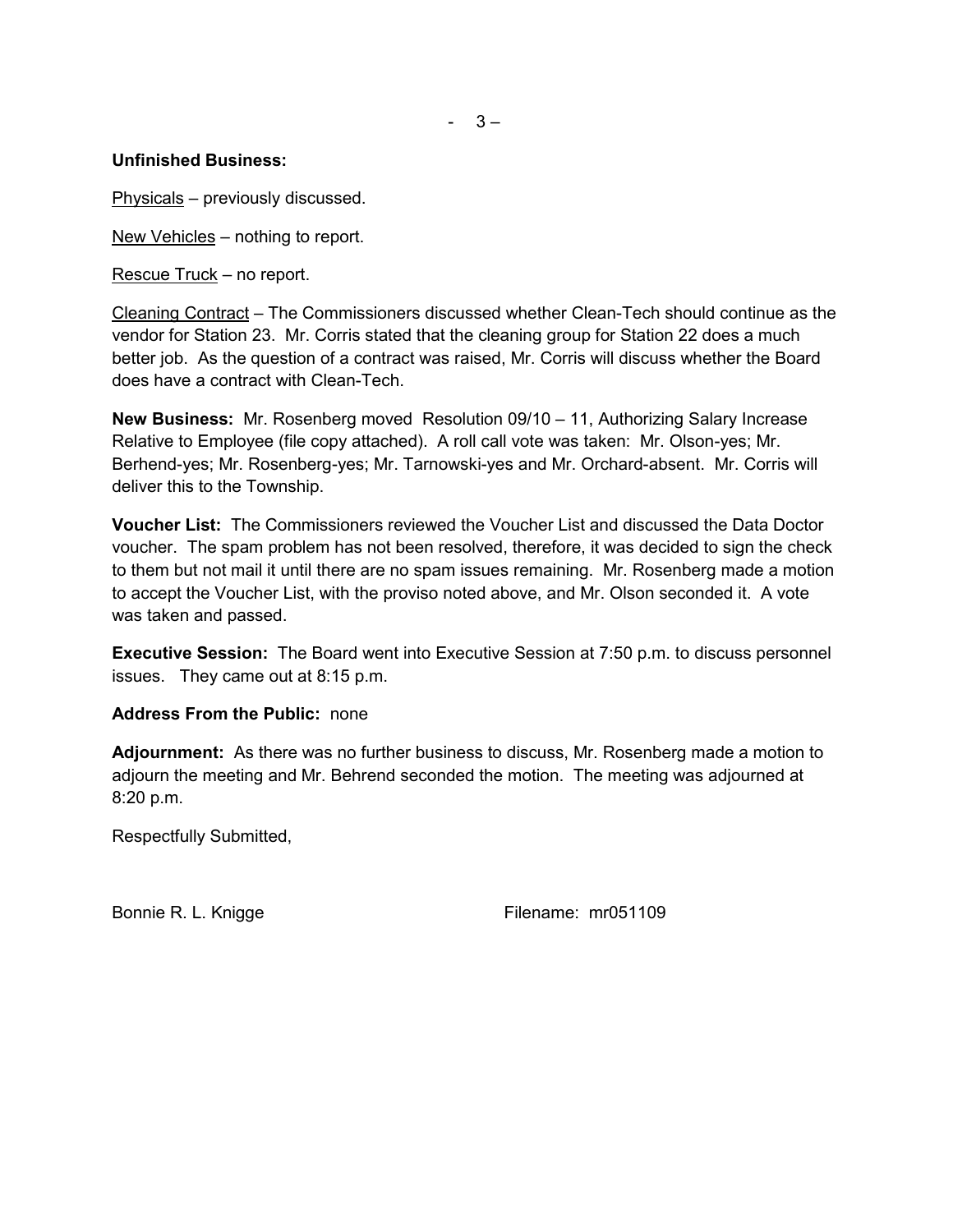**Unfinished Business:**

Physicals – previously discussed.

New Vehicles – nothing to report.

Rescue Truck – no report.

Cleaning Contract – The Commissioners discussed whether Clean-Tech should continue as the vendor for Station 23. Mr. Corris stated that the cleaning group for Station 22 does a much better job. As the question of a contract was raised, Mr. Corris will discuss whether the Board does have a contract with Clean-Tech.

**New Business:** Mr. Rosenberg moved Resolution 09/10 – 11, Authorizing Salary Increase Relative to Employee (file copy attached). A roll call vote was taken: Mr. Olson-yes; Mr. Berhend-yes; Mr. Rosenberg-yes; Mr. Tarnowski-yes and Mr. Orchard-absent. Mr. Corris will deliver this to the Township.

**Voucher List:** The Commissioners reviewed the Voucher List and discussed the Data Doctor voucher. The spam problem has not been resolved, therefore, it was decided to sign the check to them but not mail it until there are no spam issues remaining. Mr. Rosenberg made a motion to accept the Voucher List, with the proviso noted above, and Mr. Olson seconded it. A vote was taken and passed.

**Executive Session:** The Board went into Executive Session at 7:50 p.m. to discuss personnel issues. They came out at 8:15 p.m.

**Address From the Public:** none

**Adjournment:** As there was no further business to discuss, Mr. Rosenberg made a motion to adjourn the meeting and Mr. Behrend seconded the motion. The meeting was adjourned at 8:20 p.m.

Respectfully Submitted,

Bonnie R. L. Knigge

Filename: mr051109